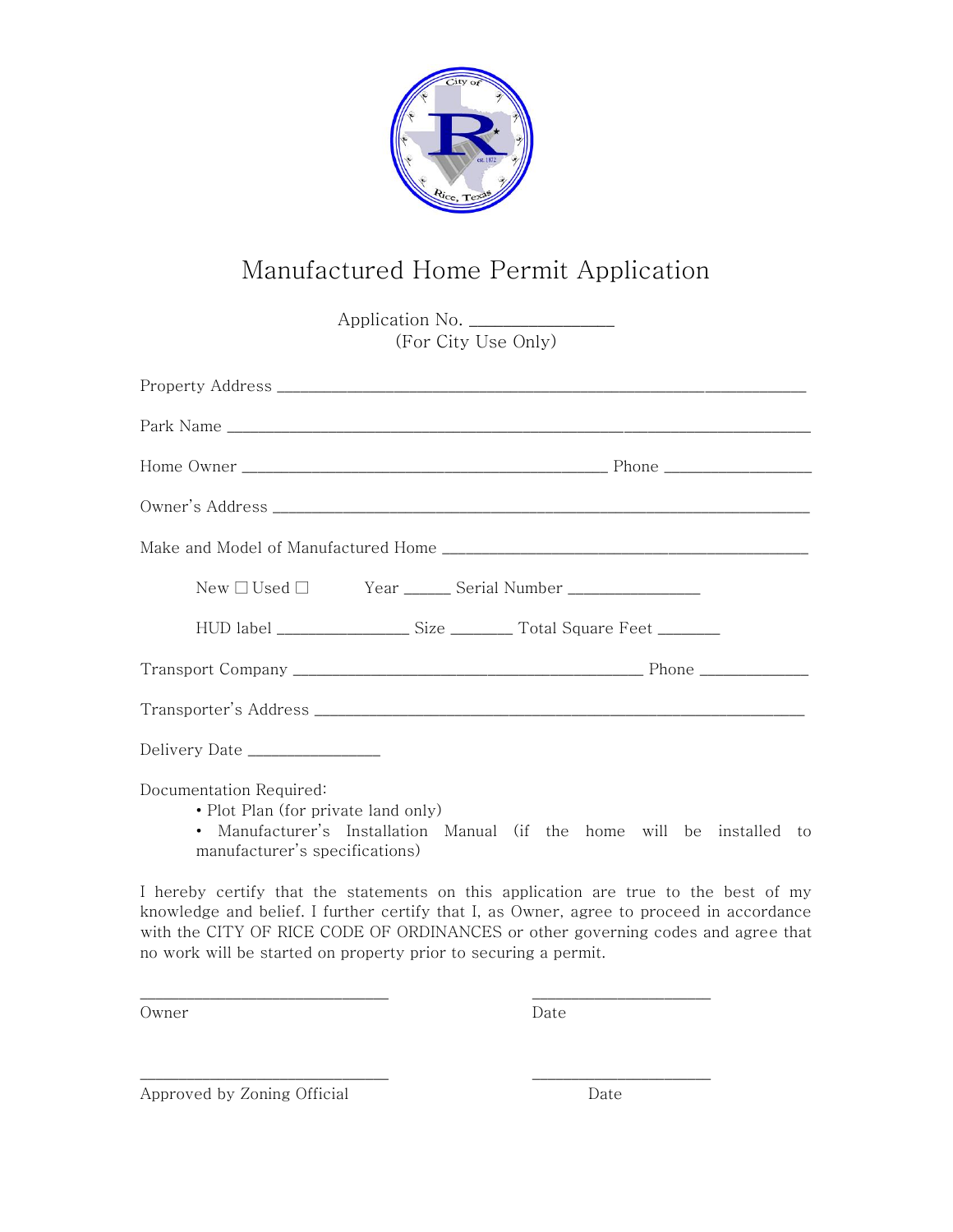# Manufactured Home Permit Application

Application No. ________________
(For City Use Only)

Property Address ____________________________________________________________

Park Name __________________________________________________________________

Home Owner _________________________________________ Phone _________________

Owner's Address ______________________________________________________________

Make and Model of Manufactured Home __________________________________________

New ☐ Used ☐ Year _____ Serial Number _______________

HUD label _______________ Size _______ Total Square Feet _______

Transport Company ________________________________________ Phone _____________

Transporter's Address _________________________________________________________

Delivery Date _______________

Documentation Required:

- Plot Plan (for private land only)
- Manufacturer's Installation Manual (if the home will be installed to manufacturer's specifications)

I hereby certify that the statements on this application are true to the best of my knowledge and belief. I further certify that I, as Owner, agree to proceed in accordance with the CITY OF RICE CODE OF ORDINANCES or other governing codes and agree that no work will be started on property prior to securing a permit.

_____________________________ _____________________
Owner Date

_____________________________ _____________________
Approved by Zoning Official Date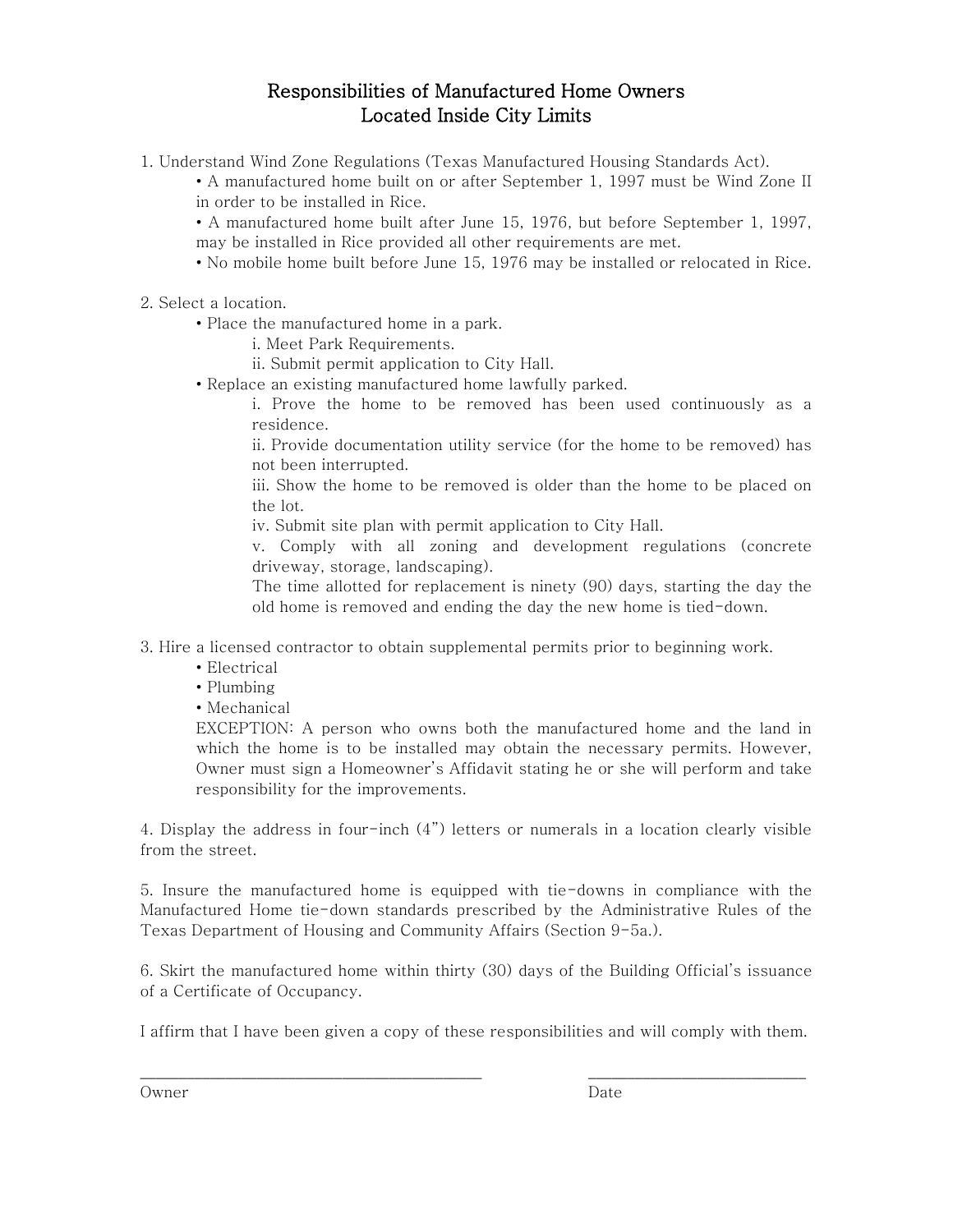# Responsibilities of Manufactured Home Owners Located Inside City Limits

1. Understand Wind Zone Regulations (Texas Manufactured Housing Standards Act).
   - A manufactured home built on or after September 1, 1997 must be Wind Zone II in order to be installed in Rice.
   - A manufactured home built after June 15, 1976, but before September 1, 1997, may be installed in Rice provided all other requirements are met.
   - No mobile home built before June 15, 1976 may be installed or relocated in Rice.

2. Select a location.
   - Place the manufactured home in a park.
     - i. Meet Park Requirements.
     - ii. Submit permit application to City Hall.
   - Replace an existing manufactured home lawfully parked.
     - i. Prove the home to be removed has been used continuously as a residence.
     - ii. Provide documentation utility service (for the home to be removed) has not been interrupted.
     - iii. Show the home to be removed is older than the home to be placed on the lot.
     - iv. Submit site plan with permit application to City Hall.
     - v. Comply with all zoning and development regulations (concrete driveway, storage, landscaping).

     The time allotted for replacement is ninety (90) days, starting the day the old home is removed and ending the day the new home is tied-down.

3. Hire a licensed contractor to obtain supplemental permits prior to beginning work.
   - Electrical
   - Plumbing
   - Mechanical

   EXCEPTION: A person who owns both the manufactured home and the land in which the home is to be installed may obtain the necessary permits. However, Owner must sign a Homeowner's Affidavit stating he or she will perform and take responsibility for the improvements.

4. Display the address in four-inch (4") letters or numerals in a location clearly visible from the street.

5. Insure the manufactured home is equipped with tie-downs in compliance with the Manufactured Home tie-down standards prescribed by the Administrative Rules of the Texas Department of Housing and Community Affairs (Section 9-5a.).

6. Skirt the manufactured home within thirty (30) days of the Building Official's issuance of a Certificate of Occupancy.

I affirm that I have been given a copy of these responsibilities and will comply with them.

\_\_\_\_\_\_\_\_\_\_\_\_\_\_\_\_\_\_\_\_\_\_\_\_\_\_\_\_\_\_\_\_\_\_\_\_\_\_\_\_ &nbsp;&nbsp;&nbsp;&nbsp; \_\_\_\_\_\_\_\_\_\_\_\_\_\_\_\_\_\_\_\_\_\_\_\_\_\_

Owner &nbsp;&nbsp;&nbsp;&nbsp;&nbsp;&nbsp;&nbsp;&nbsp;&nbsp;&nbsp;&nbsp;&nbsp;&nbsp;&nbsp;&nbsp;&nbsp;&nbsp;&nbsp;&nbsp;&nbsp;&nbsp;&nbsp;&nbsp;&nbsp;&nbsp;&nbsp;&nbsp;&nbsp;&nbsp;&nbsp;&nbsp;&nbsp;&nbsp;&nbsp;&nbsp;&nbsp;&nbsp; Date